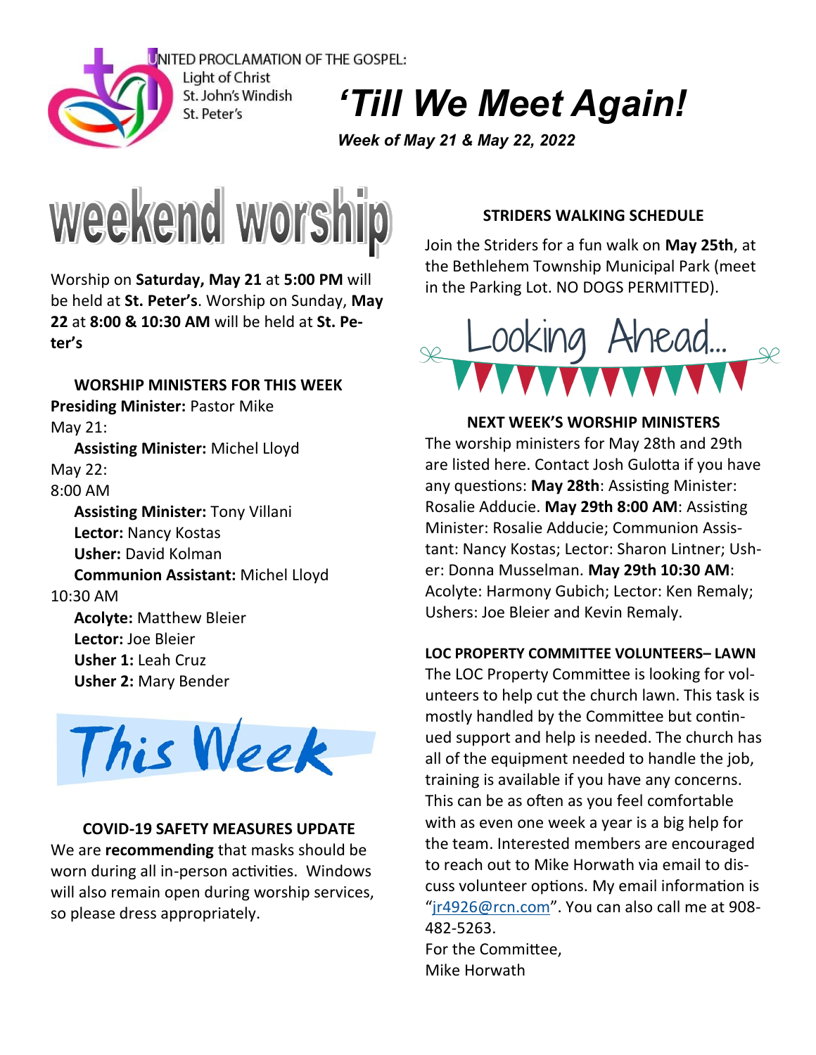UNITED PROCLAMATION OF THE GOSPEL:
Light of Christ
St. John's Windish
St. Peter's

# *'Till We Meet Again!*

***Week of May 21 & May 22, 2022***

## weekend worship

Worship on **Saturday, May 21** at **5:00 PM** will be held at **St. Peter's**. Worship on Sunday, **May 22** at **8:00 & 10:30 AM** will be held at **St. Peter's**

### WORSHIP MINISTERS FOR THIS WEEK

**Presiding Minister:** Pastor Mike

May 21:

**Assisting Minister:** Michel Lloyd

May 22:

8:00 AM

**Assisting Minister:** Tony Villani
**Lector:** Nancy Kostas
**Usher:** David Kolman
**Communion Assistant:** Michel Lloyd

10:30 AM

**Acolyte:** Matthew Bleier
**Lector:** Joe Bleier
**Usher 1:** Leah Cruz
**Usher 2:** Mary Bender

## This Week

### COVID-19 SAFETY MEASURES UPDATE

We are **recommending** that masks should be worn during all in-person activities. Windows will also remain open during worship services, so please dress appropriately.

### STRIDERS WALKING SCHEDULE

Join the Striders for a fun walk on **May 25th**, at the Bethlehem Township Municipal Park (meet in the Parking Lot. NO DOGS PERMITTED).

## Looking Ahead...

### NEXT WEEK'S WORSHIP MINISTERS

The worship ministers for May 28th and 29th are listed here. Contact Josh Gulotta if you have any questions: **May 28th**: Assisting Minister: Rosalie Adducie. **May 29th 8:00 AM**: Assisting Minister: Rosalie Adducie; Communion Assistant: Nancy Kostas; Lector: Sharon Lintner; Usher: Donna Musselman. **May 29th 10:30 AM**: Acolyte: Harmony Gubich; Lector: Ken Remaly; Ushers: Joe Bleier and Kevin Remaly.

### LOC PROPERTY COMMITTEE VOLUNTEERS– LAWN

The LOC Property Committee is looking for volunteers to help cut the church lawn. This task is mostly handled by the Committee but continued support and help is needed. The church has all of the equipment needed to handle the job, training is available if you have any concerns. This can be as often as you feel comfortable with as even one week a year is a big help for the team. Interested members are encouraged to reach out to Mike Horwath via email to discuss volunteer options. My email information is "jr4926@rcn.com". You can also call me at 908-482-5263.

For the Committee,
Mike Horwath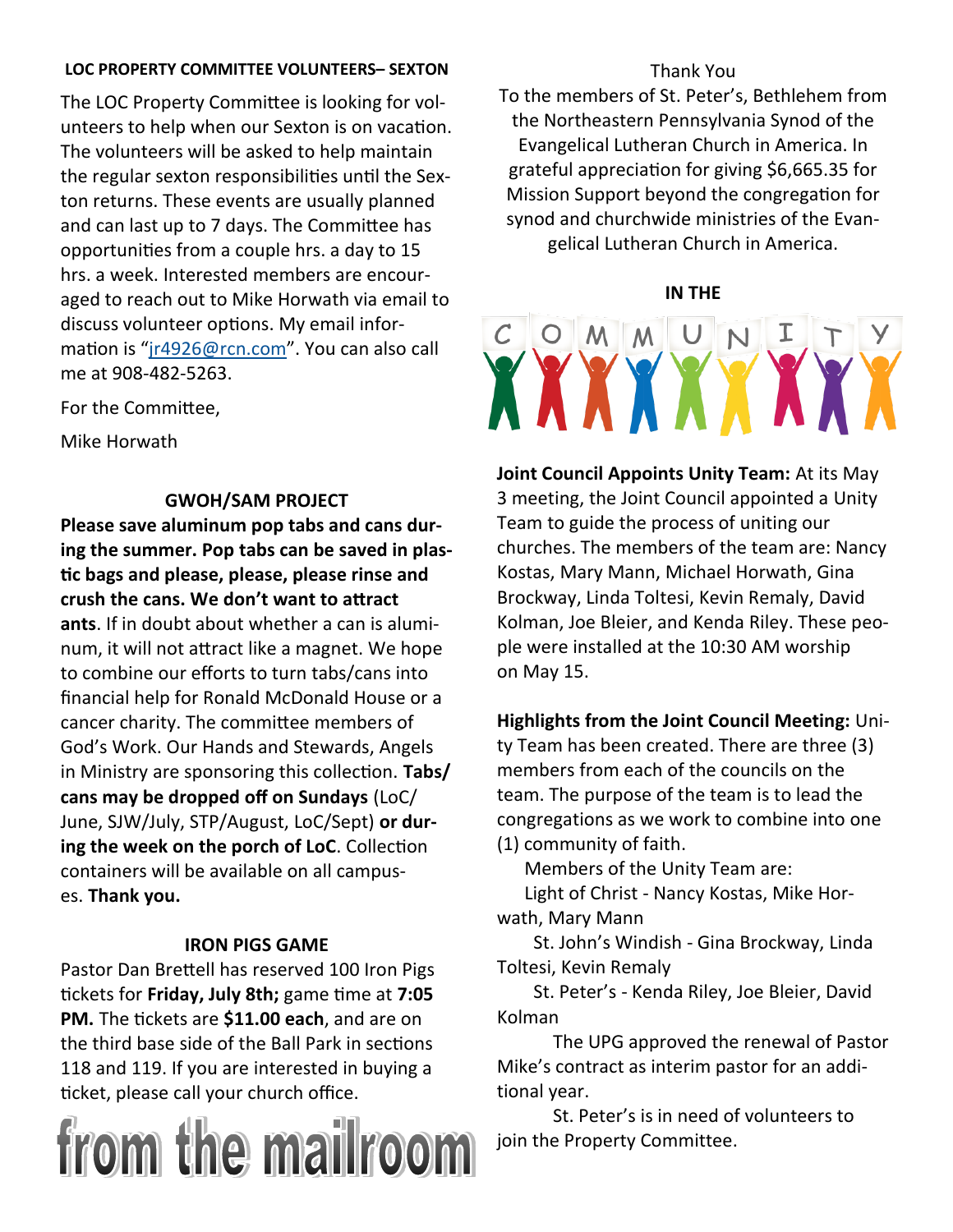## LOC PROPERTY COMMITTEE VOLUNTEERS– SEXTON

The LOC Property Committee is looking for volunteers to help when our Sexton is on vacation. The volunteers will be asked to help maintain the regular sexton responsibilities until the Sexton returns. These events are usually planned and can last up to 7 days. The Committee has opportunities from a couple hrs. a day to 15 hrs. a week. Interested members are encouraged to reach out to Mike Horwath via email to discuss volunteer options. My email information is "jr4926@rcn.com". You can also call me at 908-482-5263.

For the Committee,

Mike Horwath

## GWOH/SAM PROJECT

**Please save aluminum pop tabs and cans during the summer. Pop tabs can be saved in plastic bags and please, please, please rinse and crush the cans. We don't want to attract ants**. If in doubt about whether a can is aluminum, it will not attract like a magnet. We hope to combine our efforts to turn tabs/cans into financial help for Ronald McDonald House or a cancer charity. The committee members of God's Work. Our Hands and Stewards, Angels in Ministry are sponsoring this collection. **Tabs/cans may be dropped off on Sundays** (LoC/June, SJW/July, STP/August, LoC/Sept) **or during the week on the porch of LoC**. Collection containers will be available on all campuses. **Thank you.**

## IRON PIGS GAME

Pastor Dan Brettell has reserved 100 Iron Pigs tickets for **Friday, July 8th;** game time at **7:05 PM.** The tickets are **$11.00 each**, and are on the third base side of the Ball Park in sections 118 and 119. If you are interested in buying a ticket, please call your church office.

# from the mailroom

Thank You
To the members of St. Peter's, Bethlehem from the Northeastern Pennsylvania Synod of the Evangelical Lutheran Church in America. In grateful appreciation for giving $6,665.35 for Mission Support beyond the congregation for synod and churchwide ministries of the Evangelical Lutheran Church in America.

## IN THE COMMUNITY

**Joint Council Appoints Unity Team:** At its May 3 meeting, the Joint Council appointed a Unity Team to guide the process of uniting our churches. The members of the team are: Nancy Kostas, Mary Mann, Michael Horwath, Gina Brockway, Linda Toltesi, Kevin Remaly, David Kolman, Joe Bleier, and Kenda Riley. These people were installed at the 10:30 AM worship on May 15.

**Highlights from the Joint Council Meeting:** Unity Team has been created. There are three (3) members from each of the councils on the team. The purpose of the team is to lead the congregations as we work to combine into one (1) community of faith.

Members of the Unity Team are:

Light of Christ - Nancy Kostas, Mike Horwath, Mary Mann

St. John's Windish - Gina Brockway, Linda Toltesi, Kevin Remaly

St. Peter's - Kenda Riley, Joe Bleier, David Kolman

The UPG approved the renewal of Pastor Mike's contract as interim pastor for an additional year.

St. Peter's is in need of volunteers to join the Property Committee.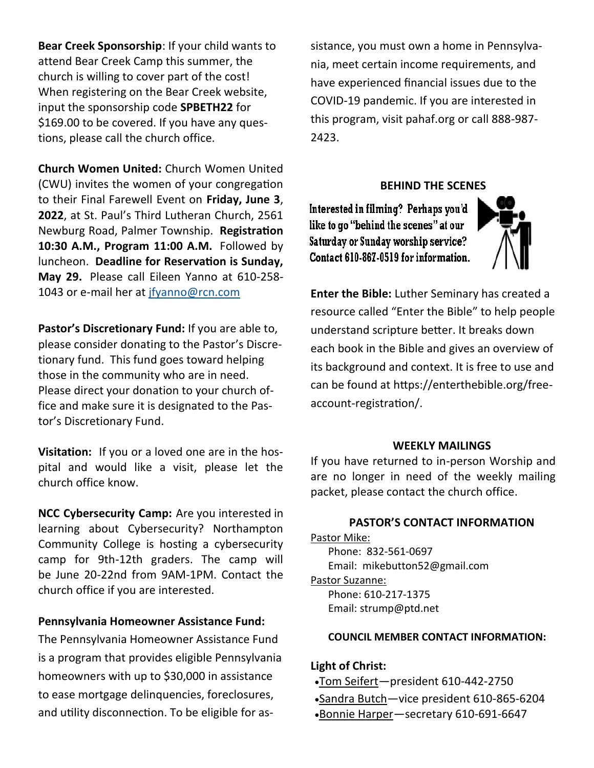**Bear Creek Sponsorship**: If your child wants to attend Bear Creek Camp this summer, the church is willing to cover part of the cost! When registering on the Bear Creek website, input the sponsorship code **SPBETH22** for $169.00 to be covered. If you have any questions, please call the church office.

**Church Women United:** Church Women United (CWU) invites the women of your congregation to their Final Farewell Event on **Friday, June 3**, **2022**, at St. Paul's Third Lutheran Church, 2561 Newburg Road, Palmer Township. **Registration 10:30 A.M., Program 11:00 A.M.** Followed by luncheon. **Deadline for Reservation is Sunday, May 29.** Please call Eileen Yanno at 610-258-1043 or e-mail her at jfyanno@rcn.com

**Pastor's Discretionary Fund:** If you are able to, please consider donating to the Pastor's Discretionary fund. This fund goes toward helping those in the community who are in need. Please direct your donation to your church office and make sure it is designated to the Pastor's Discretionary Fund.

**Visitation:** If you or a loved one are in the hospital and would like a visit, please let the church office know.

**NCC Cybersecurity Camp:** Are you interested in learning about Cybersecurity? Northampton Community College is hosting a cybersecurity camp for 9th-12th graders. The camp will be June 20-22nd from 9AM-1PM. Contact the church office if you are interested.

**Pennsylvania Homeowner Assistance Fund:**

The Pennsylvania Homeowner Assistance Fund is a program that provides eligible Pennsylvania homeowners with up to $30,000 in assistance to ease mortgage delinquencies, foreclosures, and utility disconnection. To be eligible for assistance, you must own a home in Pennsylvania, meet certain income requirements, and have experienced financial issues due to the COVID-19 pandemic. If you are interested in this program, visit pahaf.org or call 888-987-2423.

**BEHIND THE SCENES**

Interested in filming? Perhaps you'd like to go "behind the scenes" at our Saturday or Sunday worship service? Contact 610-867-0519 for information.

**Enter the Bible:** Luther Seminary has created a resource called "Enter the Bible" to help people understand scripture better. It breaks down each book in the Bible and gives an overview of its background and context. It is free to use and can be found at https://enterthebible.org/free-account-registration/.

**WEEKLY MAILINGS**

If you have returned to in-person Worship and are no longer in need of the weekly mailing packet, please contact the church office.

**PASTOR'S CONTACT INFORMATION**

Pastor Mike:
Phone: 832-561-0697
Email: mikebutton52@gmail.com

Pastor Suzanne:
Phone: 610-217-1375
Email: strump@ptd.net

**COUNCIL MEMBER CONTACT INFORMATION:**

**Light of Christ:**

- Tom Seifert—president 610-442-2750
- Sandra Butch—vice president 610-865-6204
- Bonnie Harper—secretary 610-691-6647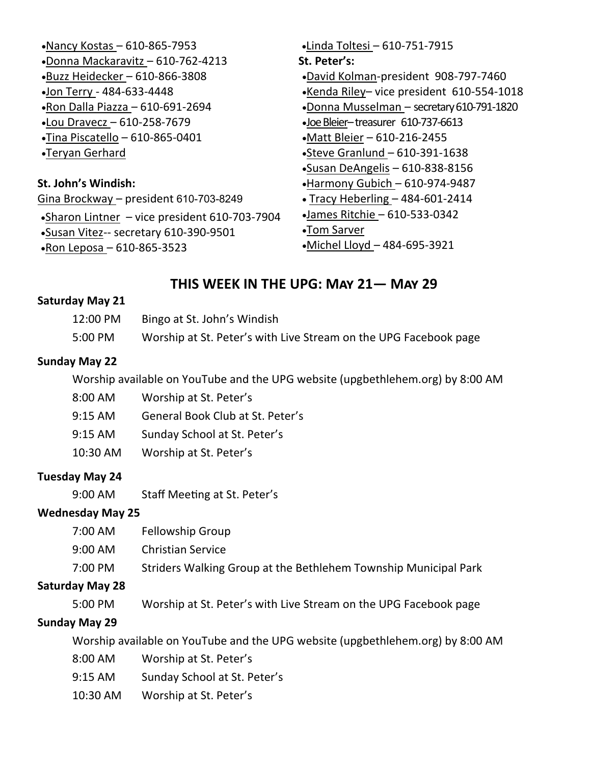- Nancy Kostas – 610-865-7953
- Donna Mackaravitz – 610-762-4213
- Buzz Heidecker – 610-866-3808
- Jon Terry - 484-633-4448
- Ron Dalla Piazza – 610-691-2694
- Lou Dravecz – 610-258-7679
- Tina Piscatello – 610-865-0401
- Teryan Gerhard

**St. John's Windish:**

Gina Brockway – president 610-703-8249

- Sharon Lintner – vice president 610-703-7904
- Susan Vitez-- secretary 610-390-9501
- Ron Leposa – 610-865-3523
- Linda Toltesi – 610-751-7915

**St. Peter's:**

- David Kolman-president 908-797-7460
- Kenda Riley– vice president 610-554-1018
- Donna Musselman – secretary 610-791-1820
- Joe Bleier– treasurer 610-737-6613
- Matt Bleier – 610-216-2455
- Steve Granlund – 610-391-1638
- Susan DeAngelis – 610-838-8156
- Harmony Gubich – 610-974-9487
- Tracy Heberling – 484-601-2414
- James Ritchie – 610-533-0342
- Tom Sarver
- Michel Lloyd – 484-695-3921

## THIS WEEK IN THE UPG: MAY 21— MAY 29

**Saturday May 21**

12:00 PM Bingo at St. John's Windish

5:00 PM Worship at St. Peter's with Live Stream on the UPG Facebook page

**Sunday May 22**

Worship available on YouTube and the UPG website (upgbethlehem.org) by 8:00 AM

8:00 AM Worship at St. Peter's

9:15 AM General Book Club at St. Peter's

9:15 AM Sunday School at St. Peter's

10:30 AM Worship at St. Peter's

**Tuesday May 24**

9:00 AM Staff Meeting at St. Peter's

**Wednesday May 25**

7:00 AM Fellowship Group

9:00 AM Christian Service

7:00 PM Striders Walking Group at the Bethlehem Township Municipal Park

**Saturday May 28**

5:00 PM Worship at St. Peter's with Live Stream on the UPG Facebook page

**Sunday May 29**

Worship available on YouTube and the UPG website (upgbethlehem.org) by 8:00 AM

8:00 AM Worship at St. Peter's

9:15 AM Sunday School at St. Peter's

10:30 AM Worship at St. Peter's